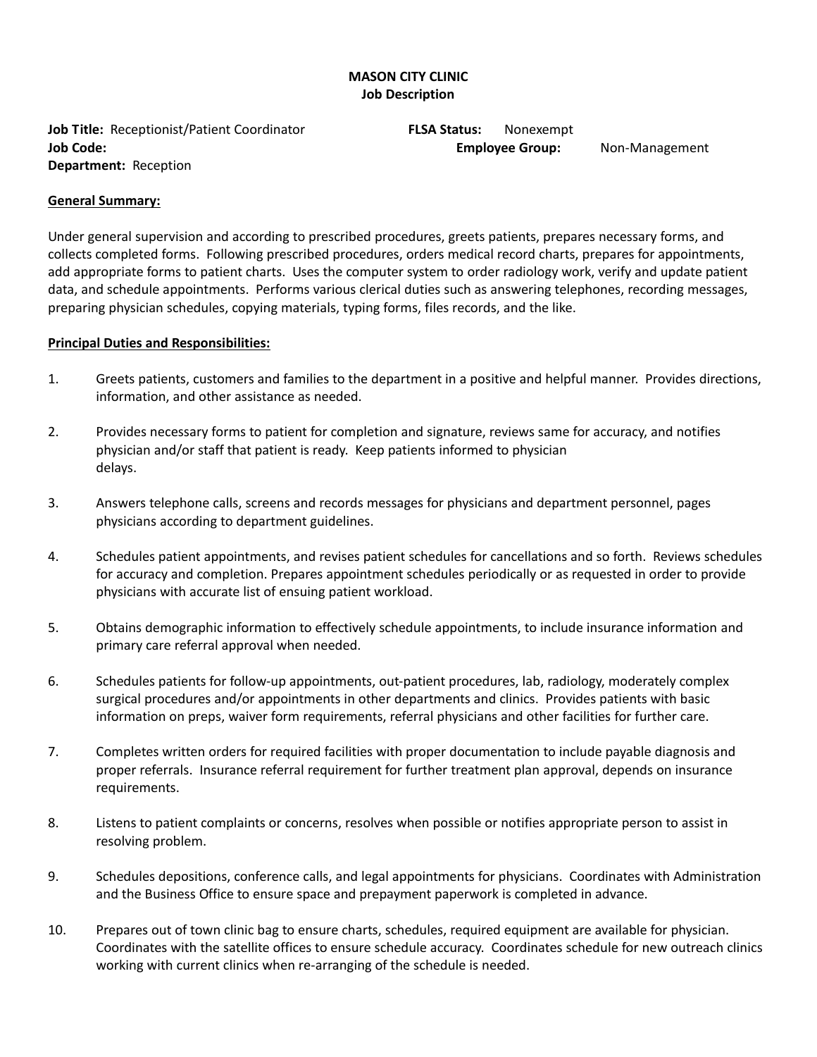# MASON CITY CLINIC
## Job Description

**Job Title:** Receptionist/Patient Coordinator **FLSA Status:** Nonexempt
**Job Code:** **Employee Group:** Non-Management
**Department:** Reception

**General Summary:**

Under general supervision and according to prescribed procedures, greets patients, prepares necessary forms, and collects completed forms. Following prescribed procedures, orders medical record charts, prepares for appointments, add appropriate forms to patient charts. Uses the computer system to order radiology work, verify and update patient data, and schedule appointments. Performs various clerical duties such as answering telephones, recording messages, preparing physician schedules, copying materials, typing forms, files records, and the like.

**Principal Duties and Responsibilities:**

1. Greets patients, customers and families to the department in a positive and helpful manner. Provides directions, information, and other assistance as needed.

2. Provides necessary forms to patient for completion and signature, reviews same for accuracy, and notifies physician and/or staff that patient is ready. Keep patients informed to physician delays.

3. Answers telephone calls, screens and records messages for physicians and department personnel, pages physicians according to department guidelines.

4. Schedules patient appointments, and revises patient schedules for cancellations and so forth. Reviews schedules for accuracy and completion. Prepares appointment schedules periodically or as requested in order to provide physicians with accurate list of ensuing patient workload.

5. Obtains demographic information to effectively schedule appointments, to include insurance information and primary care referral approval when needed.

6. Schedules patients for follow-up appointments, out-patient procedures, lab, radiology, moderately complex surgical procedures and/or appointments in other departments and clinics. Provides patients with basic information on preps, waiver form requirements, referral physicians and other facilities for further care.

7. Completes written orders for required facilities with proper documentation to include payable diagnosis and proper referrals. Insurance referral requirement for further treatment plan approval, depends on insurance requirements.

8. Listens to patient complaints or concerns, resolves when possible or notifies appropriate person to assist in resolving problem.

9. Schedules depositions, conference calls, and legal appointments for physicians. Coordinates with Administration and the Business Office to ensure space and prepayment paperwork is completed in advance.

10. Prepares out of town clinic bag to ensure charts, schedules, required equipment are available for physician. Coordinates with the satellite offices to ensure schedule accuracy. Coordinates schedule for new outreach clinics working with current clinics when re-arranging of the schedule is needed.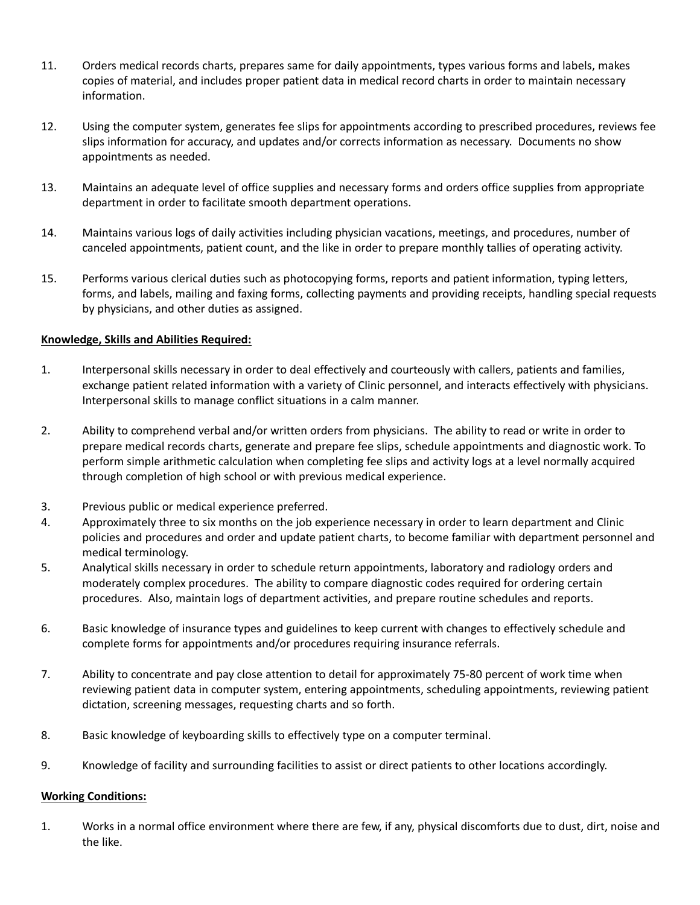11. Orders medical records charts, prepares same for daily appointments, types various forms and labels, makes copies of material, and includes proper patient data in medical record charts in order to maintain necessary information.

12. Using the computer system, generates fee slips for appointments according to prescribed procedures, reviews fee slips information for accuracy, and updates and/or corrects information as necessary. Documents no show appointments as needed.

13. Maintains an adequate level of office supplies and necessary forms and orders office supplies from appropriate department in order to facilitate smooth department operations.

14. Maintains various logs of daily activities including physician vacations, meetings, and procedures, number of canceled appointments, patient count, and the like in order to prepare monthly tallies of operating activity.

15. Performs various clerical duties such as photocopying forms, reports and patient information, typing letters, forms, and labels, mailing and faxing forms, collecting payments and providing receipts, handling special requests by physicians, and other duties as assigned.

**Knowledge, Skills and Abilities Required:**

1. Interpersonal skills necessary in order to deal effectively and courteously with callers, patients and families, exchange patient related information with a variety of Clinic personnel, and interacts effectively with physicians. Interpersonal skills to manage conflict situations in a calm manner.

2. Ability to comprehend verbal and/or written orders from physicians. The ability to read or write in order to prepare medical records charts, generate and prepare fee slips, schedule appointments and diagnostic work. To perform simple arithmetic calculation when completing fee slips and activity logs at a level normally acquired through completion of high school or with previous medical experience.

3. Previous public or medical experience preferred.

4. Approximately three to six months on the job experience necessary in order to learn department and Clinic policies and procedures and order and update patient charts, to become familiar with department personnel and medical terminology.

5. Analytical skills necessary in order to schedule return appointments, laboratory and radiology orders and moderately complex procedures. The ability to compare diagnostic codes required for ordering certain procedures. Also, maintain logs of department activities, and prepare routine schedules and reports.

6. Basic knowledge of insurance types and guidelines to keep current with changes to effectively schedule and complete forms for appointments and/or procedures requiring insurance referrals.

7. Ability to concentrate and pay close attention to detail for approximately 75-80 percent of work time when reviewing patient data in computer system, entering appointments, scheduling appointments, reviewing patient dictation, screening messages, requesting charts and so forth.

8. Basic knowledge of keyboarding skills to effectively type on a computer terminal.

9. Knowledge of facility and surrounding facilities to assist or direct patients to other locations accordingly.

**Working Conditions:**

1. Works in a normal office environment where there are few, if any, physical discomforts due to dust, dirt, noise and the like.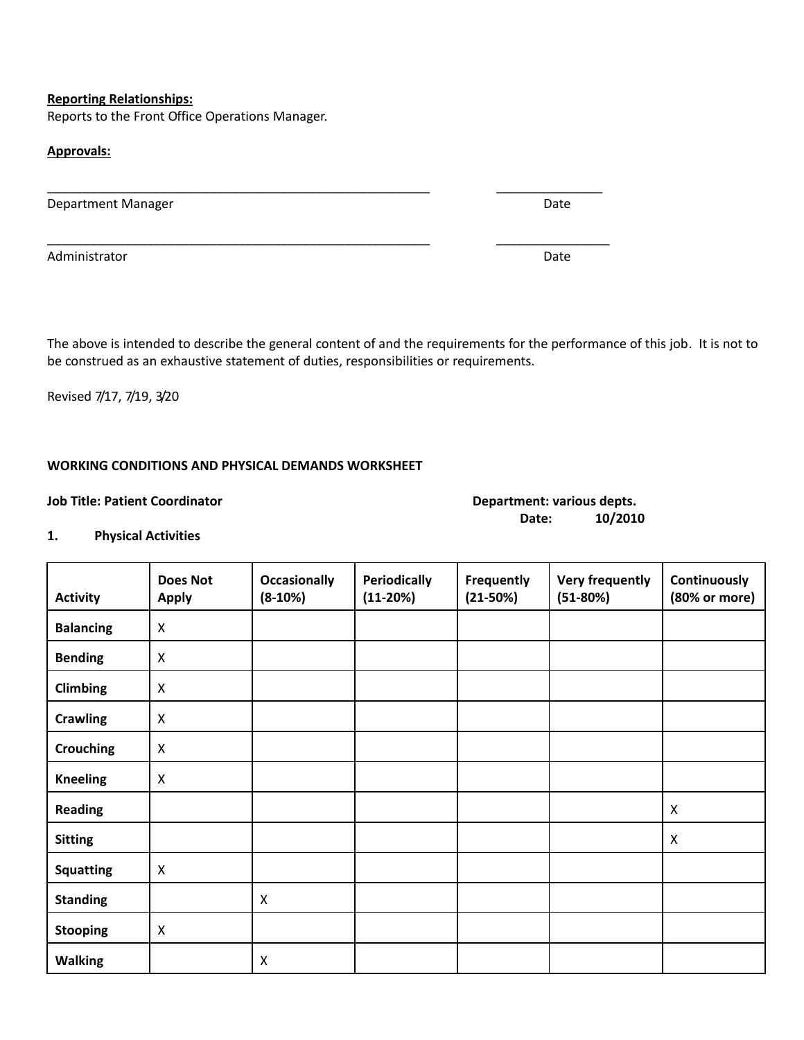**Reporting Relationships:**
Reports to the Front Office Operations Manager.

**Approvals:**

\_\_\_\_\_\_\_\_\_\_\_\_\_\_\_\_\_\_\_\_\_\_\_\_\_\_\_\_\_\_\_\_\_\_\_\_\_\_\_\_\_\_\_\_\_\_\_\_\_\_\_\_\_\_\_ \_\_\_\_\_\_\_\_\_\_\_\_\_\_\_
Department Manager Date

\_\_\_\_\_\_\_\_\_\_\_\_\_\_\_\_\_\_\_\_\_\_\_\_\_\_\_\_\_\_\_\_\_\_\_\_\_\_\_\_\_\_\_\_\_\_\_\_\_\_\_\_\_\_\_ \_\_\_\_\_\_\_\_\_\_\_\_\_\_\_\_
Administrator Date

The above is intended to describe the general content of and the requirements for the performance of this job. It is not to be construed as an exhaustive statement of duties, responsibilities or requirements.

Revised 7/17, 7/19, 3/20

**WORKING CONDITIONS AND PHYSICAL DEMANDS WORKSHEET**

**Job Title: Patient Coordinator** **Department: various depts.**
**Date: 10/2010**

**1. Physical Activities**

| Activity | Does Not Apply | Occasionally (8-10%) | Periodically (11-20%) | Frequently (21-50%) | Very frequently (51-80%) | Continuously (80% or more) |
|---|---|---|---|---|---|---|
| **Balancing** | X | | | | | |
| **Bending** | X | | | | | |
| **Climbing** | X | | | | | |
| **Crawling** | X | | | | | |
| **Crouching** | X | | | | | |
| **Kneeling** | X | | | | | |
| **Reading** | | | | | | X |
| **Sitting** | | | | | | X |
| **Squatting** | X | | | | | |
| **Standing** | | X | | | | |
| **Stooping** | X | | | | | |
| **Walking** | | X | | | | |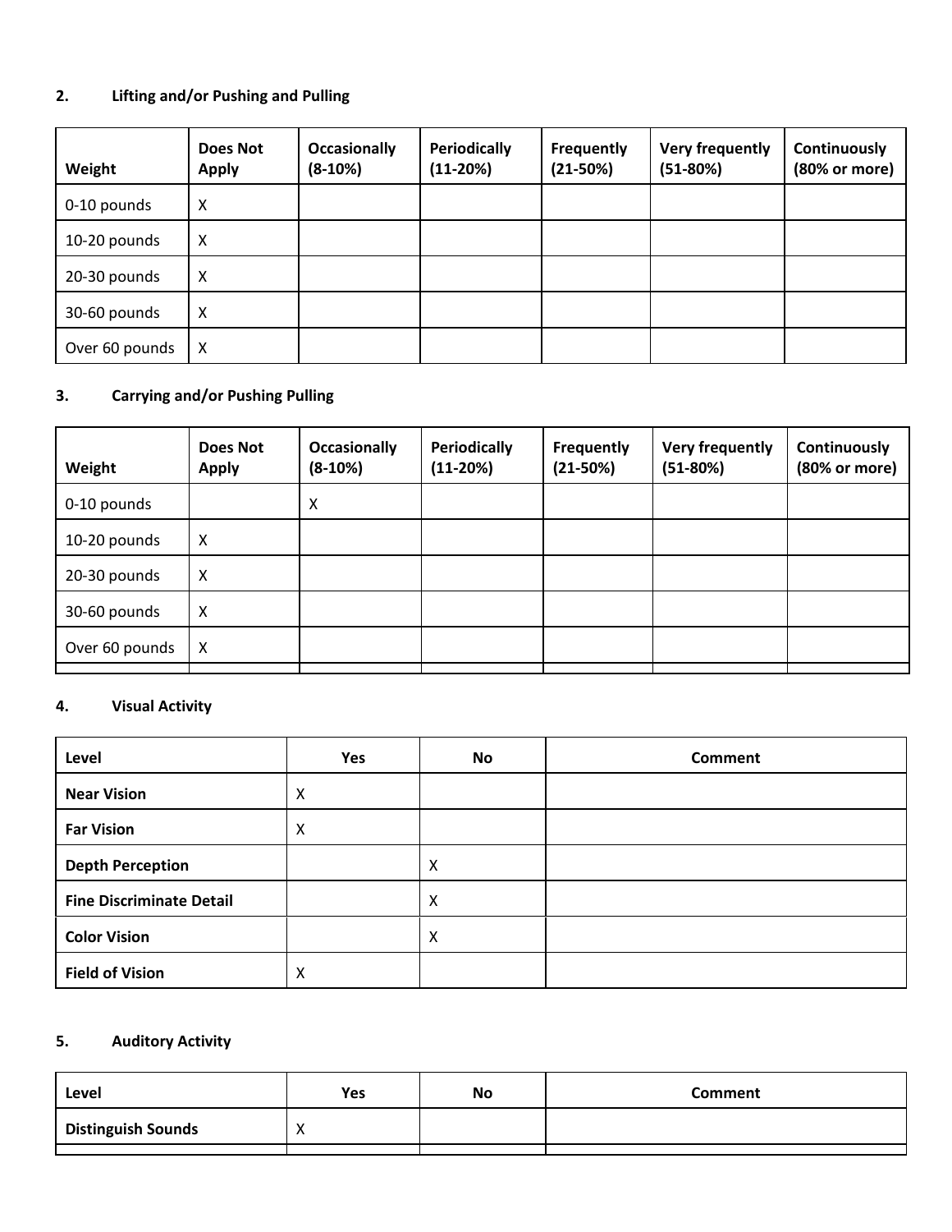## 2. Lifting and/or Pushing and Pulling

| Weight | Does Not Apply | Occasionally (8-10%) | Periodically (11-20%) | Frequently (21-50%) | Very frequently (51-80%) | Continuously (80% or more) |
|---|---|---|---|---|---|---|
| 0-10 pounds | X | | | | | |
| 10-20 pounds | X | | | | | |
| 20-30 pounds | X | | | | | |
| 30-60 pounds | X | | | | | |
| Over 60 pounds | X | | | | | |

## 3. Carrying and/or Pushing Pulling

| Weight | Does Not Apply | Occasionally (8-10%) | Periodically (11-20%) | Frequently (21-50%) | Very frequently (51-80%) | Continuously (80% or more) |
|---|---|---|---|---|---|---|
| 0-10 pounds | | X | | | | |
| 10-20 pounds | X | | | | | |
| 20-30 pounds | X | | | | | |
| 30-60 pounds | X | | | | | |
| Over 60 pounds | X | | | | | |
| | | | | | | |

## 4. Visual Activity

| Level | Yes | No | Comment |
|---|---|---|---|
| **Near Vision** | X | | |
| **Far Vision** | X | | |
| **Depth Perception** | | X | |
| **Fine Discriminate Detail** | | X | |
| **Color Vision** | | X | |
| **Field of Vision** | X | | |

## 5. Auditory Activity

| Level | Yes | No | Comment |
|---|---|---|---|
| **Distinguish Sounds** | X | | |
| | | | |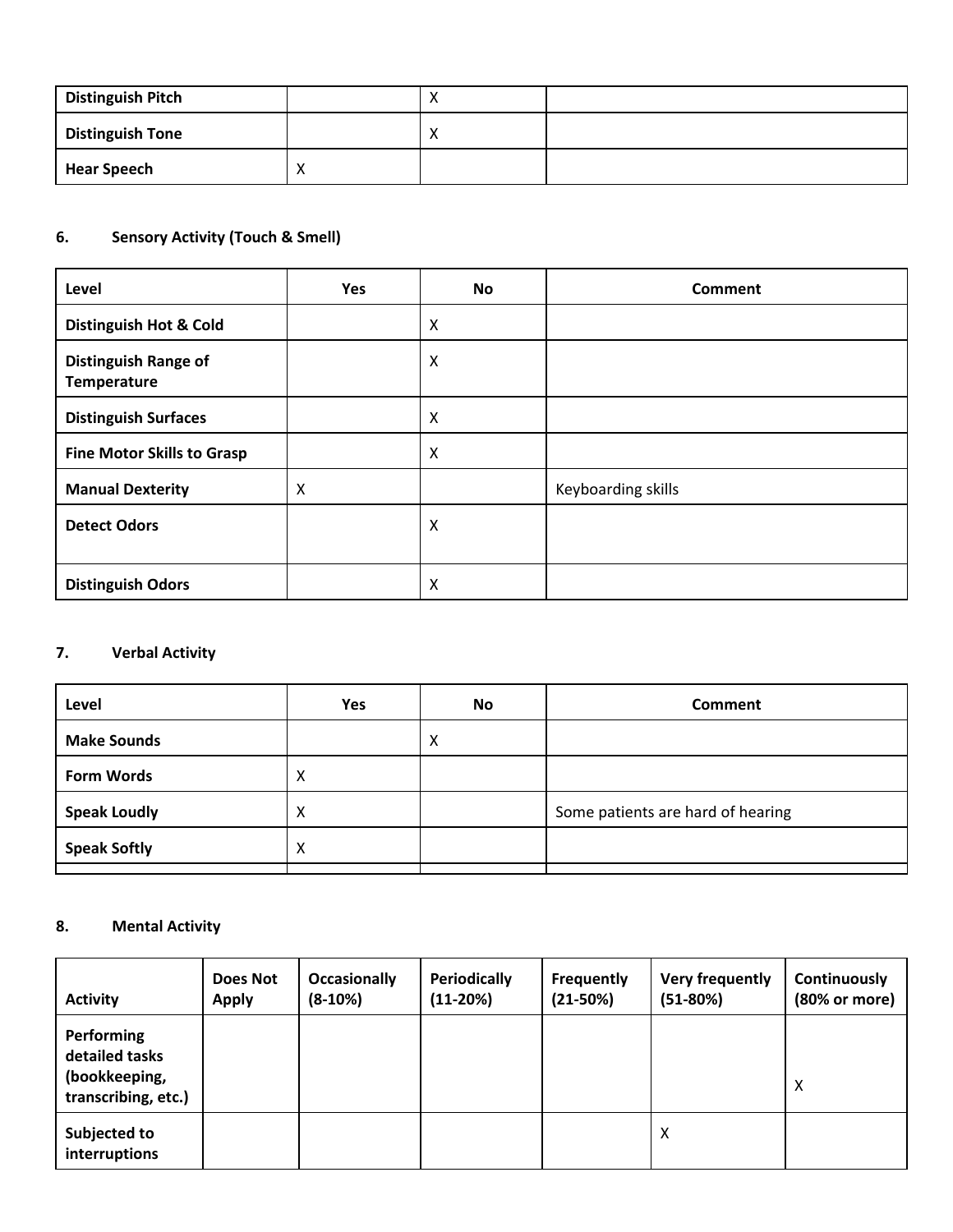| Distinguish Pitch | | X | |
|---|---|---|---|
| **Distinguish Tone** | | X | |
| **Hear Speech** | X | | |

### 6. Sensory Activity (Touch & Smell)

| Level | Yes | No | Comment |
|---|---|---|---|
| **Distinguish Hot & Cold** | | X | |
| **Distinguish Range of Temperature** | | X | |
| **Distinguish Surfaces** | | X | |
| **Fine Motor Skills to Grasp** | | X | |
| **Manual Dexterity** | X | | Keyboarding skills |
| **Detect Odors** | | X | |
| **Distinguish Odors** | | X | |

### 7. Verbal Activity

| Level | Yes | No | Comment |
|---|---|---|---|
| **Make Sounds** | | X | |
| **Form Words** | X | | |
| **Speak Loudly** | X | | Some patients are hard of hearing |
| **Speak Softly** | X | | |
| | | | |

### 8. Mental Activity

| Activity | Does Not Apply | Occasionally (8-10%) | Periodically (11-20%) | Frequently (21-50%) | Very frequently (51-80%) | Continuously (80% or more) |
|---|---|---|---|---|---|---|
| **Performing detailed tasks (bookkeeping, transcribing, etc.)** | | | | | | X |
| **Subjected to interruptions** | | | | | X | |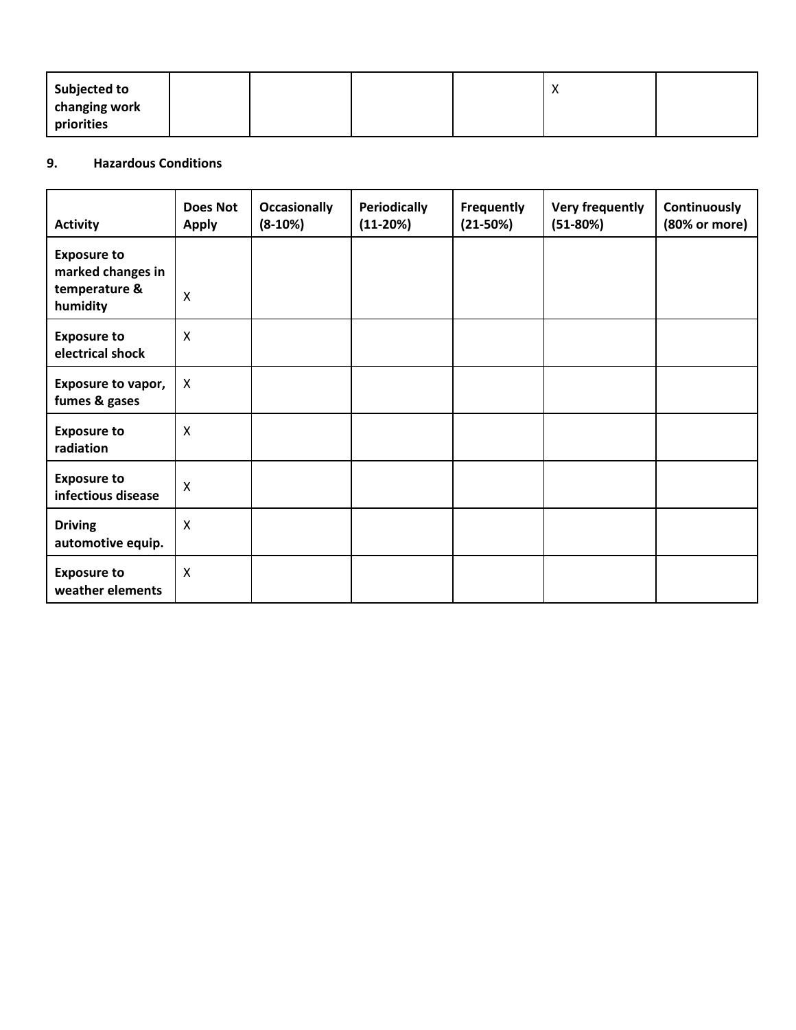| | | | | | | |
|---|---|---|---|---|---|---|
| **Subjected to changing work priorities** | | | | | X | |

**9. Hazardous Conditions**

| Activity | Does Not Apply | Occasionally (8-10%) | Periodically (11-20%) | Frequently (21-50%) | Very frequently (51-80%) | Continuously (80% or more) |
|---|---|---|---|---|---|---|
| **Exposure to marked changes in temperature & humidity** | X | | | | | |
| **Exposure to electrical shock** | X | | | | | |
| **Exposure to vapor, fumes & gases** | X | | | | | |
| **Exposure to radiation** | X | | | | | |
| **Exposure to infectious disease** | X | | | | | |
| **Driving automotive equip.** | X | | | | | |
| **Exposure to weather elements** | X | | | | | |